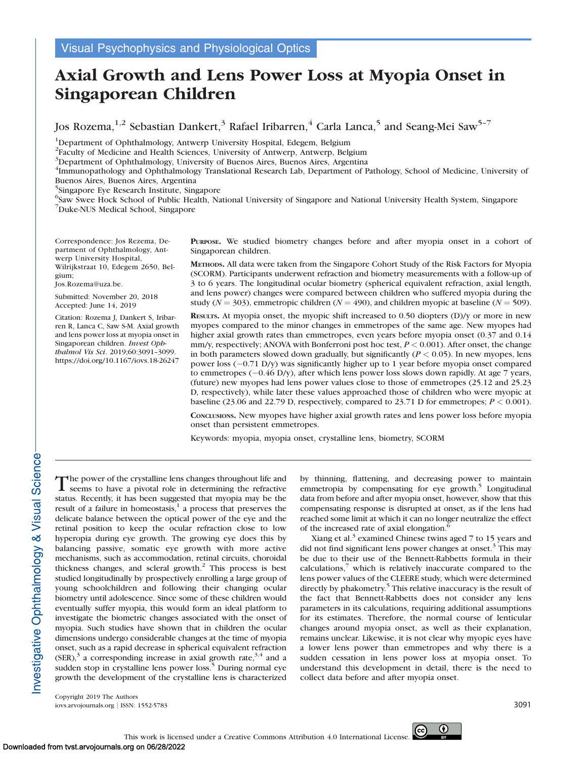Visual Psychophysics and Physiological Optics

# Axial Growth and Lens Power Loss at Myopia Onset in Singaporean Children

Jos Rozema,[1,2] Sebastian Dankert,[3] Rafael Iribarren,[4] Carla Lanca,[5] and Seang-Mei Saw[5–7]

[1]Department of Ophthalmology, Antwerp University Hospital, Edegem, Belgium
[2]Faculty of Medicine and Health Sciences, University of Antwerp, Antwerp, Belgium
[3]Department of Ophthalmology, University of Buenos Aires, Buenos Aires, Argentina
[4]Immunopathology and Ophthalmology Translational Research Lab, Department of Pathology, School of Medicine, University of Buenos Aires, Buenos Aires, Argentina
[5]Singapore Eye Research Institute, Singapore
[6]Saw Swee Hock School of Public Health, National University of Singapore and National University Health System, Singapore
[7]Duke-NUS Medical School, Singapore

Correspondence: Jos Rezema, Department of Ophthalmology, Antwerp University Hospital, Wilrijkstraat 10, Edegem 2650, Belgium;
Jos.Rozema@uza.be.

Submitted: November 20, 2018
Accepted: June 14, 2019

Citation: Rozema J, Dankert S, Iribarren R, Lanca C, Saw S-M. Axial growth and lens power loss at myopia onset in Singaporean children. *Invest Ophthalmol Vis Sci*. 2019;60:3091–3099. https://doi.org/10.1167/iovs.18-26247

**Purpose.** We studied biometry changes before and after myopia onset in a cohort of Singaporean children.

**Methods.** All data were taken from the Singapore Cohort Study of the Risk Factors for Myopia (SCORM). Participants underwent refraction and biometry measurements with a follow-up of 3 to 6 years. The longitudinal ocular biometry (spherical equivalent refraction, axial length, and lens power) changes were compared between children who suffered myopia during the study ($N = 303$), emmetropic children ($N = 490$), and children myopic at baseline ($N = 509$).

**Results.** At myopia onset, the myopic shift increased to 0.50 diopters (D)/y or more in new myopes compared to the minor changes in emmetropes of the same age. New myopes had higher axial growth rates than emmetropes, even years before myopia onset (0.37 and 0.14 mm/y, respectively; ANOVA with Bonferroni post hoc test, $P < 0.001$). After onset, the change in both parameters slowed down gradually, but significantly ($P < 0.05$). In new myopes, lens power loss (−0.71 D/y) was significantly higher up to 1 year before myopia onset compared to emmetropes (−0.46 D/y), after which lens power loss slows down rapidly. At age 7 years, (future) new myopes had lens power values close to those of emmetropes (25.12 and 25.23 D, respectively), while later these values approached those of children who were myopic at baseline (23.06 and 22.79 D, respectively, compared to 23.71 D for emmetropes; $P < 0.001$).

**Conclusions.** New myopes have higher axial growth rates and lens power loss before myopia onset than persistent emmetropes.

Keywords: myopia, myopia onset, crystalline lens, biometry, SCORM

The power of the crystalline lens changes throughout life and seems to have a pivotal role in determining the refractive status. Recently, it has been suggested that myopia may be the result of a failure in homeostasis,[1] a process that preserves the delicate balance between the optical power of the eye and the retinal position to keep the ocular refraction close to low hyperopia during eye growth. The growing eye does this by balancing passive, somatic eye growth with more active mechanisms, such as accommodation, retinal circuits, choroidal thickness changes, and scleral growth.[2] This process is best studied longitudinally by prospectively enrolling a large group of young schoolchildren and following their changing ocular biometry until adolescence. Since some of these children would eventually suffer myopia, this would form an ideal platform to investigate the biometric changes associated with the onset of myopia. Such studies have shown that in children the ocular dimensions undergo considerable changes at the time of myopia onset, such as a rapid decrease in spherical equivalent refraction (SER),[3] a corresponding increase in axial growth rate,[3,4] and a sudden stop in crystalline lens power loss.[5] During normal eye growth the development of the crystalline lens is characterized by thinning, flattening, and decreasing power to maintain emmetropia by compensating for eye growth.[5] Longitudinal data from before and after myopia onset, however, show that this compensating response is disrupted at onset, as if the lens had reached some limit at which it can no longer neutralize the effect of the increased rate of axial elongation.[6]

Xiang et al.[3] examined Chinese twins aged 7 to 15 years and did not find significant lens power changes at onset.[3] This may be due to their use of the Bennett-Rabbetts formula in their calculations,[7] which is relatively inaccurate compared to the lens power values of the CLEERE study, which were determined directly by phakometry.[5] This relative inaccuracy is the result of the fact that Bennett-Rabbetts does not consider any lens parameters in its calculations, requiring additional assumptions for its estimates. Therefore, the normal course of lenticular changes around myopia onset, as well as their explanation, remains unclear. Likewise, it is not clear why myopic eyes have a lower lens power than emmetropes and why there is a sudden cessation in lens power loss at myopia onset. To understand this development in detail, there is the need to collect data before and after myopia onset.

Copyright 2019 The Authors
iovs.arvojournals.org | ISSN: 1552-5783

This work is licensed under a Creative Commons Attribution 4.0 International License.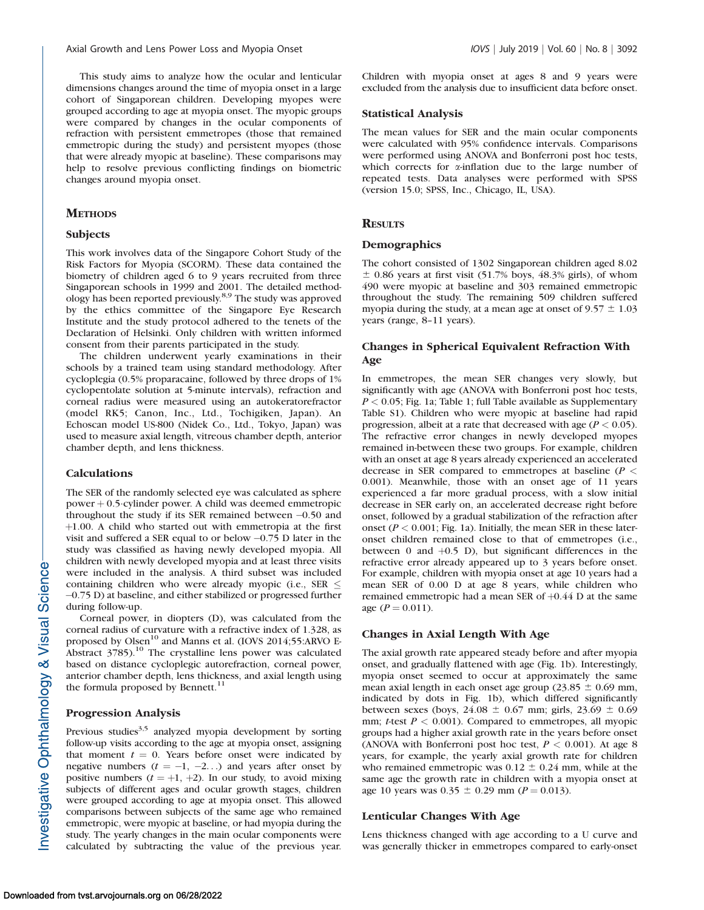This study aims to analyze how the ocular and lenticular dimensions changes around the time of myopia onset in a large cohort of Singaporean children. Developing myopes were grouped according to age at myopia onset. The myopic groups were compared by changes in the ocular components of refraction with persistent emmetropes (those that remained emmetropic during the study) and persistent myopes (those that were already myopic at baseline). These comparisons may help to resolve previous conflicting findings on biometric changes around myopia onset.

## METHODS

### Subjects

This work involves data of the Singapore Cohort Study of the Risk Factors for Myopia (SCORM). These data contained the biometry of children aged 6 to 9 years recruited from three Singaporean schools in 1999 and 2001. The detailed methodology has been reported previously.[8,9] The study was approved by the ethics committee of the Singapore Eye Research Institute and the study protocol adhered to the tenets of the Declaration of Helsinki. Only children with written informed consent from their parents participated in the study.

The children underwent yearly examinations in their schools by a trained team using standard methodology. After cycloplegia (0.5% proparacaine, followed by three drops of 1% cyclopentolate solution at 5-minute intervals), refraction and corneal radius were measured using an autokeratorefractor (model RK5; Canon, Inc., Ltd., Tochigiken, Japan). An Echoscan model US-800 (Nidek Co., Ltd., Tokyo, Japan) was used to measure axial length, vitreous chamber depth, anterior chamber depth, and lens thickness.

### Calculations

The SER of the randomly selected eye was calculated as sphere power + 0.5·cylinder power. A child was deemed emmetropic throughout the study if its SER remained between −0.50 and +1.00. A child who started out with emmetropia at the first visit and suffered a SER equal to or below −0.75 D later in the study was classified as having newly developed myopia. All children with newly developed myopia and at least three visits were included in the analysis. A third subset was included containing children who were already myopic (i.e., SER $\leq$ −0.75 D) at baseline, and either stabilized or progressed further during follow-up.

Corneal power, in diopters (D), was calculated from the corneal radius of curvature with a refractive index of 1.328, as proposed by Olsen[10] and Manns et al. (IOVS 2014;55:ARVO E-Abstract 3785).[10] The crystalline lens power was calculated based on distance cycloplegic autorefraction, corneal power, anterior chamber depth, lens thickness, and axial length using the formula proposed by Bennett.[11]

### Progression Analysis

Previous studies[3,5] analyzed myopia development by sorting follow-up visits according to the age at myopia onset, assigning that moment $t = 0$. Years before onset were indicated by negative numbers ($t = -1, -2\ldots$) and years after onset by positive numbers ($t = +1, +2$). In our study, to avoid mixing subjects of different ages and ocular growth stages, children were grouped according to age at myopia onset. This allowed comparisons between subjects of the same age who remained emmetropic, were myopic at baseline, or had myopia during the study. The yearly changes in the main ocular components were calculated by subtracting the value of the previous year. Children with myopia onset at ages 8 and 9 years were excluded from the analysis due to insufficient data before onset.

### Statistical Analysis

The mean values for SER and the main ocular components were calculated with 95% confidence intervals. Comparisons were performed using ANOVA and Bonferroni post hoc tests, which corrects for $\alpha$-inflation due to the large number of repeated tests. Data analyses were performed with SPSS (version 15.0; SPSS, Inc., Chicago, IL, USA).

## RESULTS

### Demographics

The cohort consisted of 1302 Singaporean children aged 8.02 ± 0.86 years at first visit (51.7% boys, 48.3% girls), of whom 490 were myopic at baseline and 303 remained emmetropic throughout the study. The remaining 509 children suffered myopia during the study, at a mean age at onset of 9.57 ± 1.03 years (range, 8–11 years).

### Changes in Spherical Equivalent Refraction With Age

In emmetropes, the mean SER changes very slowly, but significantly with age (ANOVA with Bonferroni post hoc tests, $P < 0.05$; Fig. 1a; Table 1; full Table available as Supplementary Table S1). Children who were myopic at baseline had rapid progression, albeit at a rate that decreased with age ($P < 0.05$). The refractive error changes in newly developed myopes remained in-between these two groups. For example, children with an onset at age 8 years already experienced an accelerated decrease in SER compared to emmetropes at baseline ($P < 0.001$). Meanwhile, those with an onset age of 11 years experienced a far more gradual process, with a slow initial decrease in SER early on, an accelerated decrease right before onset, followed by a gradual stabilization of the refraction after onset ($P < 0.001$; Fig. 1a). Initially, the mean SER in these later-onset children remained close to that of emmetropes (i.e., between 0 and +0.5 D), but significant differences in the refractive error already appeared up to 3 years before onset. For example, children with myopia onset at age 10 years had a mean SER of 0.00 D at age 8 years, while children who remained emmetropic had a mean SER of +0.44 D at the same age ($P = 0.011$).

### Changes in Axial Length With Age

The axial growth rate appeared steady before and after myopia onset, and gradually flattened with age (Fig. 1b). Interestingly, myopia onset seemed to occur at approximately the same mean axial length in each onset age group (23.85 ± 0.69 mm, indicated by dots in Fig. 1b), which differed significantly between sexes (boys, 24.08 ± 0.67 mm; girls, 23.69 ± 0.69 mm; t-test $P < 0.001$). Compared to emmetropes, all myopic groups had a higher axial growth rate in the years before onset (ANOVA with Bonferroni post hoc test, $P < 0.001$). At age 8 years, for example, the yearly axial growth rate for children who remained emmetropic was 0.12 ± 0.24 mm, while at the same age the growth rate in children with a myopia onset at age 10 years was 0.35 ± 0.29 mm ($P = 0.013$).

### Lenticular Changes With Age

Lens thickness changed with age according to a U curve and was generally thicker in emmetropes compared to early-onset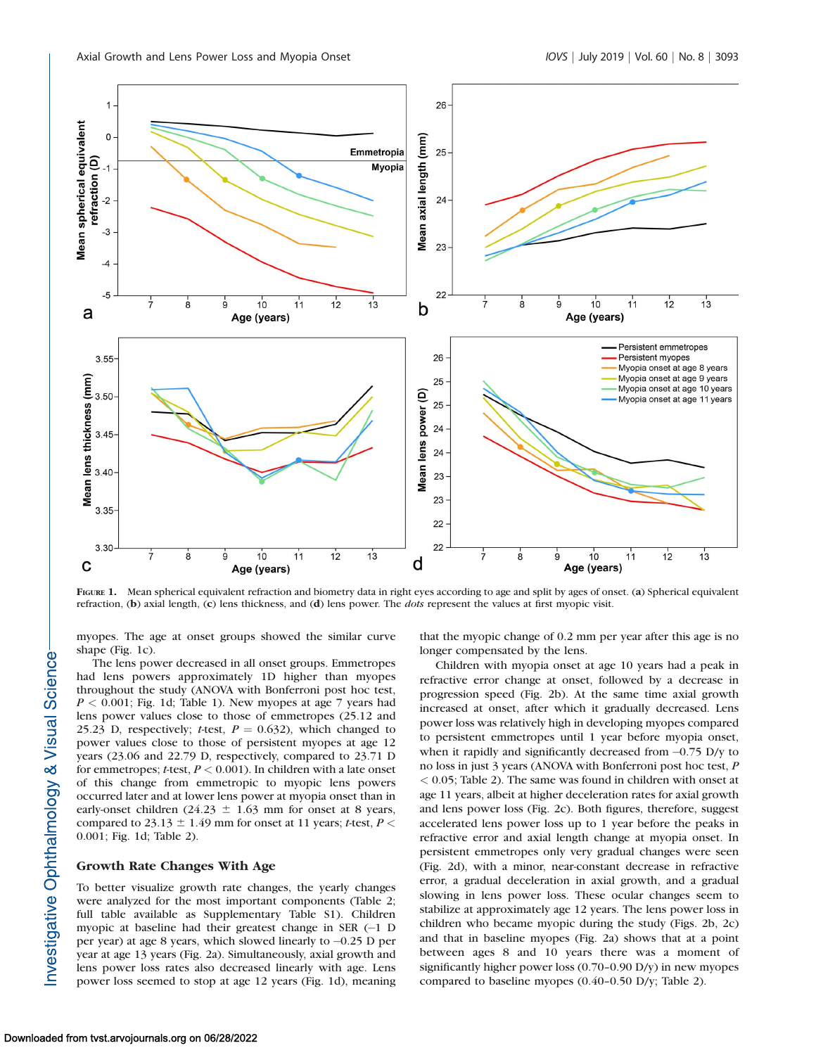FIGURE 1. Mean spherical equivalent refraction and biometry data in right eyes according to age and split by ages of onset. (**a**) Spherical equivalent refraction, (**b**) axial length, (**c**) lens thickness, and (**d**) lens power. The *dots* represent the values at first myopic visit.

myopes. The age at onset groups showed the similar curve shape (Fig. 1c).

The lens power decreased in all onset groups. Emmetropes had lens powers approximately 1D higher than myopes throughout the study (ANOVA with Bonferroni post hoc test, $P < 0.001$; Fig. 1d; Table 1). New myopes at age 7 years had lens power values close to those of emmetropes (25.12 and 25.23 D, respectively; *t*-test, $P = 0.632$), which changed to power values close to those of persistent myopes at age 12 years (23.06 and 22.79 D, respectively, compared to 23.71 D for emmetropes; *t*-test, $P < 0.001$). In children with a late onset of this change from emmetropic to myopic lens powers occurred later and at lower lens power at myopia onset than in early-onset children (24.23 ± 1.63 mm for onset at 8 years, compared to 23.13 ± 1.49 mm for onset at 11 years; *t*-test, $P < 0.001$; Fig. 1d; Table 2).

## Growth Rate Changes With Age

To better visualize growth rate changes, the yearly changes were analyzed for the most important components (Table 2; full table available as Supplementary Table S1). Children myopic at baseline had their greatest change in SER (−1 D per year) at age 8 years, which slowed linearly to −0.25 D per year at age 13 years (Fig. 2a). Simultaneously, axial growth and lens power loss rates also decreased linearly with age. Lens power loss seemed to stop at age 12 years (Fig. 1d), meaning that the myopic change of 0.2 mm per year after this age is no longer compensated by the lens.

Children with myopia onset at age 10 years had a peak in refractive error change at onset, followed by a decrease in progression speed (Fig. 2b). At the same time axial growth increased at onset, after which it gradually decreased. Lens power loss was relatively high in developing myopes compared to persistent emmetropes until 1 year before myopia onset, when it rapidly and significantly decreased from −0.75 D/y to no loss in just 3 years (ANOVA with Bonferroni post hoc test, $P < 0.05$; Table 2). The same was found in children with onset at age 11 years, albeit at higher deceleration rates for axial growth and lens power loss (Fig. 2c). Both figures, therefore, suggest accelerated lens power loss up to 1 year before the peaks in refractive error and axial length change at myopia onset. In persistent emmetropes only very gradual changes were seen (Fig. 2d), with a minor, near-constant decrease in refractive error, a gradual deceleration in axial growth, and a gradual slowing in lens power loss. These ocular changes seem to stabilize at approximately age 12 years. The lens power loss in children who became myopic during the study (Figs. 2b, 2c) and that in baseline myopes (Fig. 2a) shows that at a point between ages 8 and 10 years there was a moment of significantly higher power loss (0.70–0.90 D/y) in new myopes compared to baseline myopes (0.40–0.50 D/y; Table 2).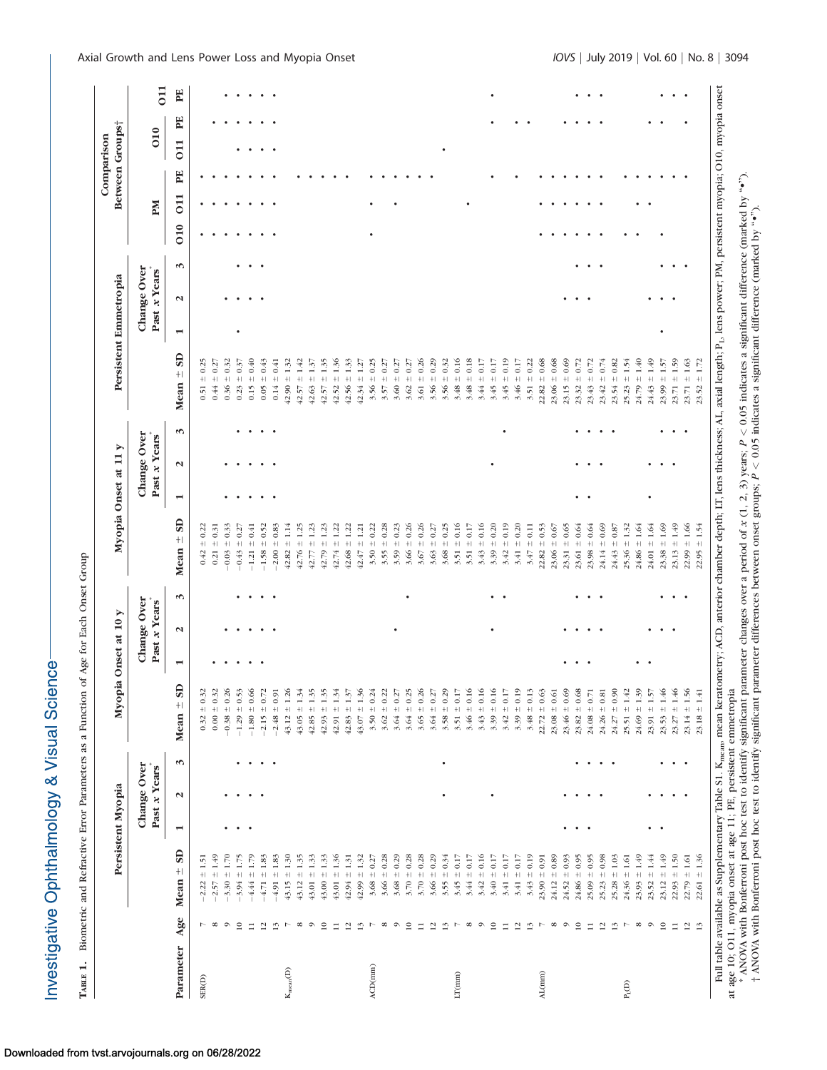**Table 1.** Biometric and Refractive Error Parameters as a Function of Age for Each Onset Group

| Parameter | Age | Persistent Myopia | | | | Myopia Onset at 10 y | | | | Myopia Onset at 11 y | | | | Persistent Emmetropia | | | | Comparison Between Groups† | | | | | |
|---|---|---|---|---|---|---|---|---|---|---|---|---|---|---|---|---|---|---|---|---|---|---|---|
| | | | Change Over Past x Years* | | | | Change Over Past x Years* | | | | Change Over Past x Years* | | | | Change Over Past x Years* | | | PM | | | O10 | | O11 |
| | | Mean ± SD | 1 | 2 | 3 | Mean ± SD | 1 | 2 | 3 | Mean ± SD | 1 | 2 | 3 | Mean ± SD | 1 | 2 | 3 | O10 | O11 | PE | O11 | PE | PE |
| SER(D) | 7 | −2.22 ± 1.51 | | | | 0.32 ± 0.32 | | | | 0.42 ± 0.22 | | | | 0.51 ± 0.25 | | | | • | • | • | | | |
| | 8 | −2.57 ± 1.49 | | | | 0.00 ± 0.32 | • | | | 0.21 ± 0.31 | | | | 0.44 ± 0.27 | | | | • | • | • | | • | |
| | 9 | −3.30 ± 1.70 | • | | | −0.38 ± 0.26 | • | • | | −0.03 ± 0.33 | • | | | 0.36 ± 0.32 | | • | | • | • | • | | • | • |
| | 10 | −3.94 ± 1.75 | • | • | • | −1.29 ± 0.55 | • | • | • | −0.43 ± 0.27 | • | • | • | 0.23 ± 0.37 | • | • | • | • | • | • | • | • | • |
| | 11 | −4.44 ± 1.79 | • | • | • | −1.80 ± 0.66 | • | • | • | −1.21 ± 0.41 | • | • | • | 0.15 ± 0.40 | | • | • | • | • | • | • | • | • |
| | 12 | −4.71 ± 1.83 | • | • | • | −2.15 ± 0.72 | • | • | • | −1.58 ± 0.52 | • | • | • | 0.05 ± 0.43 | | • | • | • | • | • | • | • | • |
| | 13 | −4.91 ± 1.83 | | • | • | −2.48 ± 0.91 | | • | • | −2.00 ± 0.83 | • | • | • | 0.14 ± 0.41 | | | | • | • | • | • | • | • |
| $K_{mean}$(D) | 7 | 43.15 ± 1.30 | | | | 43.12 ± 1.26 | | | | 42.82 ± 1.14 | | | | 42.90 ± 1.32 | | | | | | | | | |
| | 8 | 43.12 ± 1.35 | | | | 43.05 ± 1.34 | | | | 42.76 ± 1.25 | | | | 42.57 ± 1.42 | | | | | | • | | | |
| | 9 | 43.01 ± 1.33 | | | | 42.85 ± 1.35 | | | | 42.77 ± 1.23 | | | | 42.63 ± 1.37 | | | | | | • | | | |
| | 10 | 43.00 ± 1.33 | | | | 42.93 ± 1.35 | | | | 42.79 ± 1.23 | | | | 42.57 ± 1.35 | | | | | | • | | | |
| | 11 | 43.01 ± 1.36 | | | | 42.91 ± 1.34 | | | | 42.74 ± 1.22 | | | | 42.52 ± 1.36 | | | | | | • | | | |
| | 12 | 42.94 ± 1.31 | | | | 42.83 ± 1.37 | | | | 42.68 ± 1.22 | | | | 42.56 ± 1.33 | | | | | | • | | | |
| | 13 | 42.99 ± 1.32 | | | | 43.07 ± 1.36 | | | | 42.47 ± 1.21 | | | | 42.34 ± 1.27 | | | | | | | | | |
| ACD(mm) | 7 | 3.68 ± 0.27 | | | | 3.50 ± 0.24 | | | | 3.50 ± 0.22 | | | | 3.56 ± 0.25 | | | | • | • | • | | | |
| | 8 | 3.66 ± 0.28 | | | | 3.62 ± 0.22 | | | | 3.55 ± 0.28 | | | | 3.57 ± 0.27 | | | | | | • | | | |
| | 9 | 3.68 ± 0.29 | | | | 3.64 ± 0.27 | | • | | 3.59 ± 0.23 | | | | 3.60 ± 0.27 | | | | | • | • | | | |
| | 10 | 3.70 ± 0.28 | | | | 3.64 ± 0.25 | | | • | 3.66 ± 0.26 | | | | 3.62 ± 0.27 | | | | | | • | | | |
| | 11 | 3.70 ± 0.28 | | | | 3.65 ± 0.26 | | | | 3.67 ± 0.26 | | | | 3.61 ± 0.26 | | | | | | • | | | |
| | 12 | 3.66 ± 0.29 | | | | 3.64 ± 0.27 | | | | 3.63 ± 0.27 | | | | 3.56 ± 0.29 | | | | | | • | | | |
| | 13 | 3.55 ± 0.34 | | • | • | 3.58 ± 0.29 | | | | 3.68 ± 0.25 | | | | 3.56 ± 0.32 | | | | | | | • | | |
| LT(mm) | 7 | 3.45 ± 0.17 | | | | 3.51 ± 0.17 | | | | 3.51 ± 0.16 | | | | 3.48 ± 0.16 | | | | | | | | | |
| | 8 | 3.44 ± 0.17 | | | | 3.46 ± 0.16 | | | | 3.51 ± 0.17 | | | | 3.48 ± 0.18 | | | | | • | | | | |
| | 9 | 3.42 ± 0.16 | | | | 3.43 ± 0.16 | | | | 3.43 ± 0.16 | | | | 3.44 ± 0.17 | | | | | | | | | |
| | 10 | 3.40 ± 0.17 | | • | | 3.39 ± 0.16 | | • | • | 3.39 ± 0.20 | | • | | 3.45 ± 0.17 | | | | | | • | | • | • |
| | 11 | 3.41 ± 0.17 | | | | 3.42 ± 0.17 | | | • | 3.42 ± 0.19 | | | • | 3.45 ± 0.19 | | | | | | | | | |
| | 12 | 3.41 ± 0.17 | | | | 3.39 ± 0.19 | | | | 3.41 ± 0.20 | | | | 3.46 ± 0.17 | | | | | | • | | • | |
| | 13 | 3.43 ± 0.19 | | | | 3.48 ± 0.13 | | | | 3.47 ± 0.11 | | | | 3.51 ± 0.22 | | | | | | | | • | |
| AL(mm) | 7 | 23.90 ± 0.91 | | | | 22.72 ± 0.63 | | | | 22.82 ± 0.53 | | | | 22.82 ± 0.68 | | | | • | • | • | | | |
| | 8 | 24.12 ± 0.89 | | | | 23.08 ± 0.61 | | | | 23.06 ± 0.67 | | | | 23.06 ± 0.68 | | | | • | • | • | | | |
| | 9 | 24.52 ± 0.93 | • | • | | 23.46 ± 0.69 | • | • | | 23.31 ± 0.65 | | | | 23.15 ± 0.69 | | • | | • | • | • | | • | • |
| | 10 | 24.86 ± 0.95 | • | • | • | 23.82 ± 0.68 | • | • | • | 23.61 ± 0.64 | • | • | • | 23.32 ± 0.72 | | • | • | • | • | • | | • | • |
| | 11 | 25.09 ± 0.95 | • | • | • | 24.08 ± 0.71 | • | • | • | 23.98 ± 0.64 | • | • | • | 23.43 ± 0.72 | | • | • | • | • | • | | • | • |
| | 12 | 25.23 ± 0.98 | | • | • | 24.26 ± 0.81 | | • | • | 24.14 ± 0.69 | | • | • | 23.42 ± 0.74 | | | • | • | • | • | | • | • |
| | 13 | 25.28 ± 1.03 | | | • | 24.27 ± 0.90 | | | • | 24.43 ± 0.87 | | | • | 23.54 ± 0.82 | | | | | | | | | |
| $P_L$(D) | 7 | 24.36 ± 1.61 | | | | 25.51 ± 1.42 | | | | 25.36 ± 1.32 | | | | 25.23 ± 1.54 | | | | • | | • | | | |
| | 8 | 23.93 ± 1.49 | • | | | 24.69 ± 1.39 | • | | | 24.86 ± 1.64 | | | | 24.79 ± 1.40 | | | | • | • | • | | | |
| | 9 | 23.52 ± 1.44 | • | • | | 23.91 ± 1.57 | • | • | | 24.01 ± 1.64 | • | • | | 24.43 ± 1.49 | • | • | | | • | • | | • | • |
| | 10 | 23.12 ± 1.49 | | • | • | 23.53 ± 1.46 | | • | • | 23.38 ± 1.69 | | • | • | 23.99 ± 1.57 | | • | • | • | | • | | • | • |
| | 11 | 22.93 ± 1.50 | | • | • | 23.27 ± 1.46 | | • | • | 23.13 ± 1.49 | | • | • | 23.71 ± 1.59 | | • | • | | | • | | | |
| | 12 | 22.79 ± 1.61 | | • | • | 23.14 ± 1.56 | | • | • | 22.99 ± 1.66 | | | • | 23.71 ± 1.63 | | | • | | | • | | • | • |
| | 13 | 22.61 ± 1.36 | | | | 23.18 ± 1.41 | | | | 22.95 ± 1.54 | | | | 23.52 ± 1.72 | | | | | | | | | |

Full table available as Supplementary Table S1. $K_{mean}$, mean keratometry; ACD, anterior chamber depth; LT, lens thickness; AL, axial length; $P_L$, lens power; PM, persistent myopia; O10, myopia onset at age 10; O11, myopia onset at age 11; PE, persistent emmetropia.

\* ANOVA with Bonferroni post hoc test to identify significant parameter changes over a period of x (1, 2, 3) years; $P < 0.05$ indicates a significant difference (marked by "•").

† ANOVA with Bonferroni post hoc test to identify significant parameter differences between onset groups; $P < 0.05$ indicates a significant difference (marked by "•").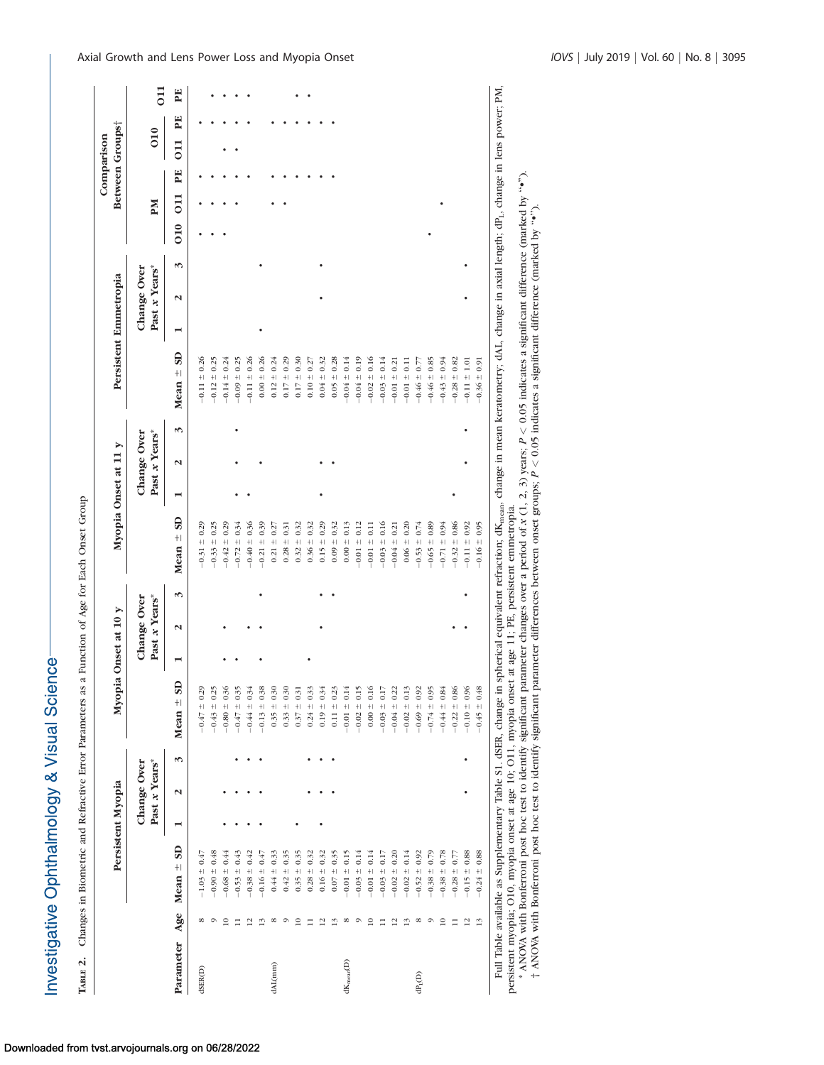**Table 2.** Changes in Biometric and Refractive Error Parameters as a Function of Age for Each Onset Group

| Parameter | Age | Persistent Myopia | | | | Myopia Onset at 10 y | | | | Myopia Onset at 11 y | | | | Persistent Emmetropia | | | | Comparison Between Groups† | | | | | |
|---|---|---|---|---|---|---|---|---|---|---|---|---|---|---|---|---|---|---|---|---|---|---|---|
| | | | Change Over Past x Years* | | | | Change Over Past x Years* | | | | Change Over Past x Years* | | | | Change Over Past x Years* | | | PM | | | O10 | | O11 |
| | | Mean ± SD | 1 | 2 | 3 | Mean ± SD | 1 | 2 | 3 | Mean ± SD | 1 | 2 | 3 | Mean ± SD | 1 | 2 | 3 | O10 | O11 | PE | O11 | PE | PE |
| dSER(D) | 8 | −1.03 ± 0.47 | | | | −0.47 ± 0.29 | | | | −0.31 ± 0.29 | | | | −0.11 ± 0.26 | | | | • | • | • | | • | |
| | 9 | −0.90 ± 0.48 | | | | −0.43 ± 0.25 | | | | −0.33 ± 0.25 | | | | −0.12 ± 0.25 | | | | • | • | • | | • | • |
| | 10 | −0.68 ± 0.44 | • | • | | −0.80 ± 0.36 | • | • | | −0.42 ± 0.29 | | | | −0.14 ± 0.24 | | | | • | • | • | • | • | • |
| | 11 | −0.53 ± 0.43 | • | • | • | −0.47 ± 0.35 | • | | | −0.72 ± 0.34 | • | • | • | −0.09 ± 0.25 | | | | | • | • | • | • | • |
| | 12 | −0.38 ± 0.42 | • | • | • | −0.44 ± 0.34 | | • | | −0.40 ± 0.36 | • | | | −0.11 ± 0.26 | | | | | | • | | • | • |
| | 13 | −0.16 ± 0.47 | • | • | • | −0.13 ± 0.38 | • | • | • | −0.21 ± 0.39 | | • | | 0.00 ± 0.26 | • | | • | | | | | | |
| dAL(mm) | 8 | 0.44 ± 0.33 | | | | 0.35 ± 0.30 | | | | 0.21 ± 0.27 | | | | 0.12 ± 0.24 | | | | | • | • | | • | |
| | 9 | 0.42 ± 0.35 | | | | 0.33 ± 0.30 | | | | 0.28 ± 0.31 | | | | 0.17 ± 0.29 | | | | | • | • | | • | |
| | 10 | 0.35 ± 0.35 | • | | | 0.37 ± 0.31 | | | | 0.32 ± 0.32 | | | | 0.17 ± 0.30 | | | | | | • | | • | • |
| | 11 | 0.28 ± 0.32 | | • | • | 0.24 ± 0.33 | • | | | 0.36 ± 0.32 | | | | 0.10 ± 0.27 | | | | | | • | | • | • |
| | 12 | 0.16 ± 0.32 | • | • | • | 0.19 ± 0.34 | | • | • | 0.15 ± 0.29 | • | • | | 0.04 ± 0.32 | | • | • | | | • | | • | |
| | 13 | 0.07 ± 0.35 | | • | • | 0.11 ± 0.23 | | | • | 0.09 ± 0.32 | | • | | 0.05 ± 0.28 | | | | | | • | | • | |
| $dK_{mean}$(D) | 8 | −0.01 ± 0.15 | | | | −0.01 ± 0.14 | | | | 0.00 ± 0.13 | | | | −0.04 ± 0.14 | | | | | | | | | |
| | 9 | −0.03 ± 0.14 | | | | −0.02 ± 0.15 | | | | −0.01 ± 0.12 | | | | −0.04 ± 0.19 | | | | | | | | | |
| | 10 | −0.01 ± 0.14 | | | | 0.00 ± 0.16 | | | | −0.01 ± 0.11 | | | | −0.02 ± 0.16 | | | | | | | | | |
| | 11 | −0.03 ± 0.17 | | | | −0.03 ± 0.17 | | | | −0.03 ± 0.16 | | | | −0.03 ± 0.14 | | | | | | | | | |
| | 12 | −0.02 ± 0.20 | | | | −0.04 ± 0.22 | | | | −0.04 ± 0.21 | | | | −0.01 ± 0.21 | | | | | | | | | |
| | 13 | −0.02 ± 0.14 | | | | −0.02 ± 0.13 | | | | 0.06 ± 0.20 | | | | −0.01 ± 0.11 | | | | | | | | | |
| $dP_L$(D) | 8 | −0.52 ± 0.92 | | | | −0.69 ± 0.92 | | | | −0.53 ± 0.74 | | | | −0.46 ± 0.77 | | | | | | | | | |
| | 9 | −0.38 ± 0.79 | | | | −0.74 ± 0.95 | | | | −0.65 ± 0.89 | | | | −0.46 ± 0.85 | | | | • | | | | | |
| | 10 | −0.38 ± 0.78 | | | | −0.44 ± 0.84 | | | | −0.71 ± 0.94 | | | | −0.43 ± 0.94 | | | | | • | | | | |
| | 11 | −0.28 ± 0.77 | | | | −0.22 ± 0.86 | | • | | −0.32 ± 0.86 | • | | | −0.28 ± 0.82 | | | | | | | | | |
| | 12 | −0.15 ± 0.88 | | • | • | −0.10 ± 0.96 | | • | • | −0.11 ± 0.92 | | • | • | −0.11 ± 1.01 | | • | • | | | | | | |
| | 13 | −0.24 ± 0.88 | | | | −0.45 ± 0.48 | | | | −0.16 ± 0.95 | | | | −0.36 ± 0.91 | | | | | | | | | |

Full Table available as Supplementary Table S1. dSER, change in spherical equivalent refraction; $dK_{mean}$, change in mean keratometry; dAL, change in axial length; $dP_L$, change in lens power; PM, persistent myopia; O10, myopia onset at age 10; O11, myopia onset at age 11; PE, persistent emmetropia.

\* ANOVA with Bonferroni post hoc test to identify significant parameter changes over a period of $x$ (1, 2, 3) years; $P < 0.05$ indicates a significant difference (marked by "•").

† ANOVA with Bonferroni post hoc test to identify significant parameter differences between onset groups; $P < 0.05$ indicates a significant difference (marked by "•").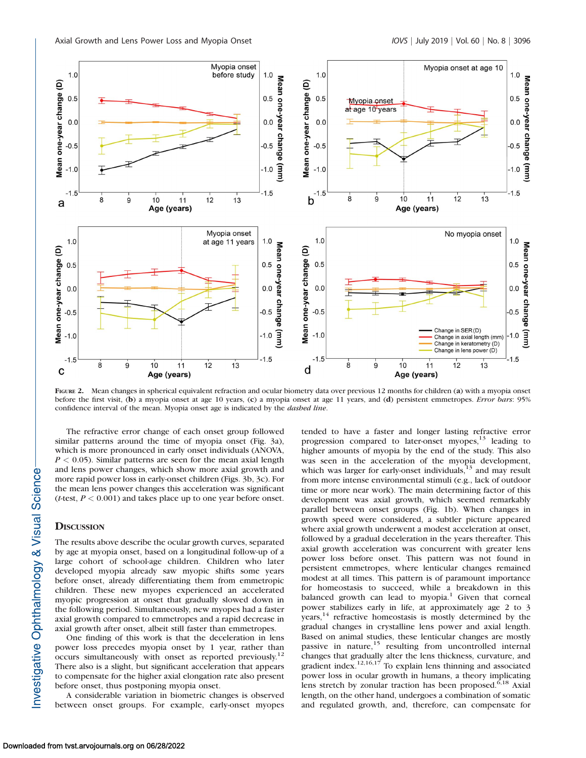a

Myopia onset before study

Mean one-year change (D)

Mean one-year change (mm)

1.0 0.5 0.0 -0.5 -1.0 -1.5

8 9 10 11 12 13

Age (years)

b

Myopia onset at age 10

Myopia onset at age 10 years

Mean one-year change (D)

Mean one-year change (mm)

1.0 0.5 0.0 -0.5 -1.0 -1.5

8 9 10 11 12 13

Age (years)

c

Myopia onset at age 11 years

Mean one-year change (D)

Mean one-year change (mm)

1.0 0.5 0.0 -0.5 -1.0 -1.5

8 9 10 11 12 13

Age (years)

d

No myopia onset

Mean one-year change (D)

Mean one-year change (mm)

1.0 0.5 0.0 -0.5 -1.0 -1.5

8 9 10 11 12 13

Age (years)

Change in SER (D)
Change in axial length (mm)
Change in keratometry (D)
Change in lens power (D)

Figure 2. Mean changes in spherical equivalent refraction and ocular biometry data over previous 12 months for children (**a**) with a myopia onset before the first visit, (**b**) a myopia onset at age 10 years, (**c**) a myopia onset at age 11 years, and (**d**) persistent emmetropes. *Error bars*: 95% confidence interval of the mean. Myopia onset age is indicated by the *dashed line*.

The refractive error change of each onset group followed similar patterns around the time of myopia onset (Fig. 3a), which is more pronounced in early onset individuals (ANOVA, $P < 0.05$). Similar patterns are seen for the mean axial length and lens power changes, which show more axial growth and more rapid power loss in early-onset children (Figs. 3b, 3c). For the mean lens power changes this acceleration was significant ($t$-test, $P < 0.001$) and takes place up to one year before onset.

## Discussion

The results above describe the ocular growth curves, separated by age at myopia onset, based on a longitudinal follow-up of a large cohort of school-age children. Children who later developed myopia already saw myopic shifts some years before onset, already differentiating them from emmetropic children. These new myopes experienced an accelerated myopic progression at onset that gradually slowed down in the following period. Simultaneously, new myopes had a faster axial growth compared to emmetropes and a rapid decrease in axial growth after onset, albeit still faster than emmetropes.

One finding of this work is that the deceleration in lens power loss precedes myopia onset by 1 year, rather than occurs simultaneously with onset as reported previously.[12] There also is a slight, but significant acceleration that appears to compensate for the higher axial elongation rate also present before onset, thus postponing myopia onset.

A considerable variation in biometric changes is observed between onset groups. For example, early-onset myopes tended to have a faster and longer lasting refractive error progression compared to later-onset myopes,[13] leading to higher amounts of myopia by the end of the study. This also was seen in the acceleration of the myopia development, which was larger for early-onset individuals,[13] and may result from more intense environmental stimuli (e.g., lack of outdoor time or more near work). The main determining factor of this development was axial growth, which seemed remarkably parallel between onset groups (Fig. 1b). When changes in growth speed were considered, a subtler picture appeared where axial growth underwent a modest acceleration at onset, followed by a gradual deceleration in the years thereafter. This axial growth acceleration was concurrent with greater lens power loss before onset. This pattern was not found in persistent emmetropes, where lenticular changes remained modest at all times. This pattern is of paramount importance for homeostasis to succeed, while a breakdown in this balanced growth can lead to myopia.[1] Given that corneal power stabilizes early in life, at approximately age 2 to 3 years,[14] refractive homeostasis is mostly determined by the gradual changes in crystalline lens power and axial length. Based on animal studies, these lenticular changes are mostly passive in nature,[15] resulting from uncontrolled internal changes that gradually alter the lens thickness, curvature, and gradient index.[12,16,17] To explain lens thinning and associated power loss in ocular growth in humans, a theory implicating lens stretch by zonular traction has been proposed.[6,18] Axial length, on the other hand, undergoes a combination of somatic and regulated growth, and, therefore, can compensate for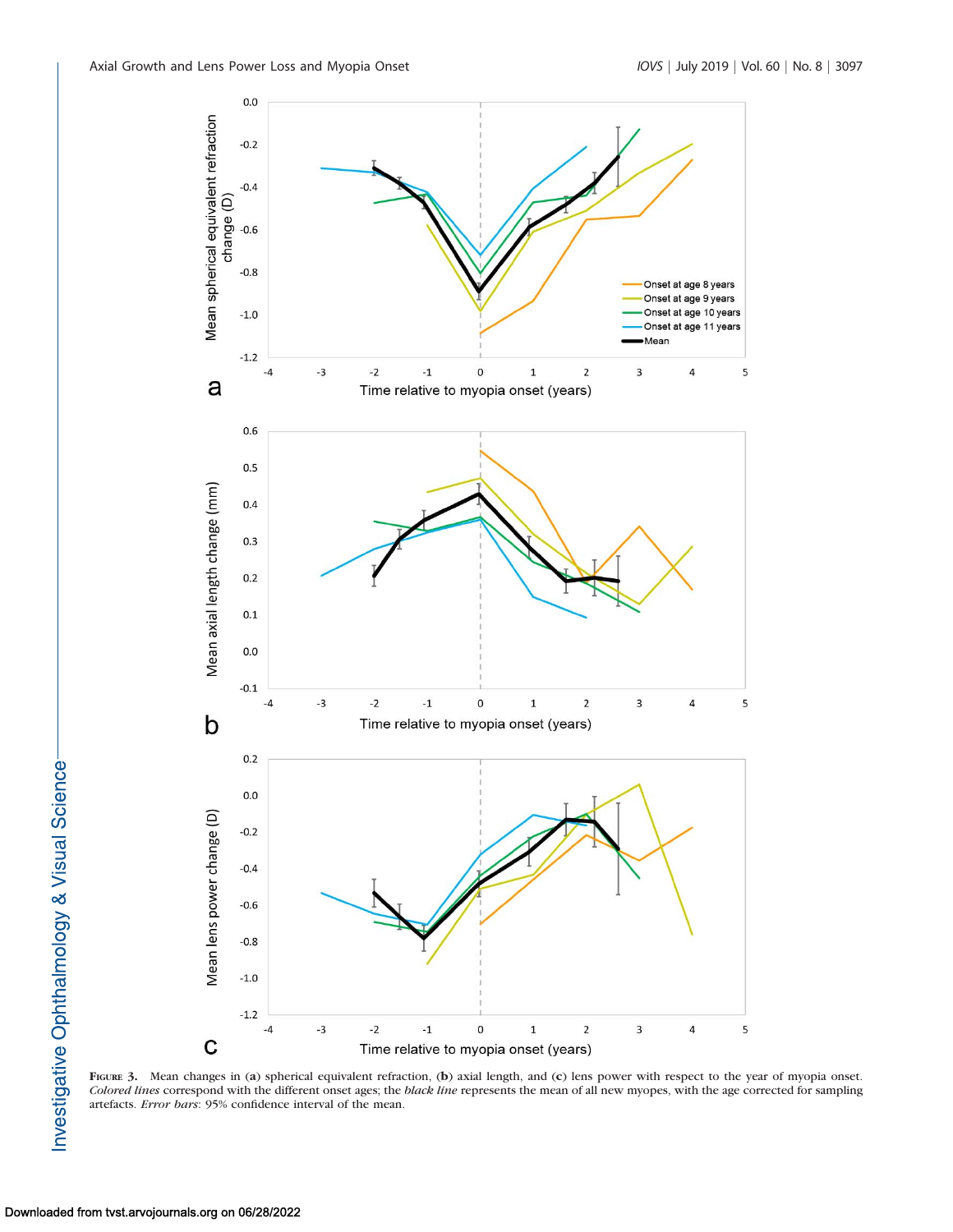Mean spherical equivalent refraction change (D)

0.0
-0.2
-0.4
-0.6
-0.8
-1.0
-1.2

-4 -3 -2 -1 0 1 2 3 4 5

Time relative to myopia onset (years)

Onset at age 8 years
Onset at age 9 years
Onset at age 10 years
Onset at age 11 years
Mean

a

Mean axial length change (mm)

0.6
0.5
0.4
0.3
0.2
0.1
0.0
-0.1

-4 -3 -2 -1 0 1 2 3 4 5

Time relative to myopia onset (years)

b

Mean lens power change (D)

0.2
0.0
-0.2
-0.4
-0.6
-0.8
-1.0
-1.2

-4 -3 -2 -1 0 1 2 3 4 5

Time relative to myopia onset (years)

c

FIGURE 3. Mean changes in (**a**) spherical equivalent refraction, (**b**) axial length, and (**c**) lens power with respect to the year of myopia onset. *Colored lines* correspond with the different onset ages; the *black line* represents the mean of all new myopes, with the age corrected for sampling artefacts. *Error bars*: 95% confidence interval of the mean.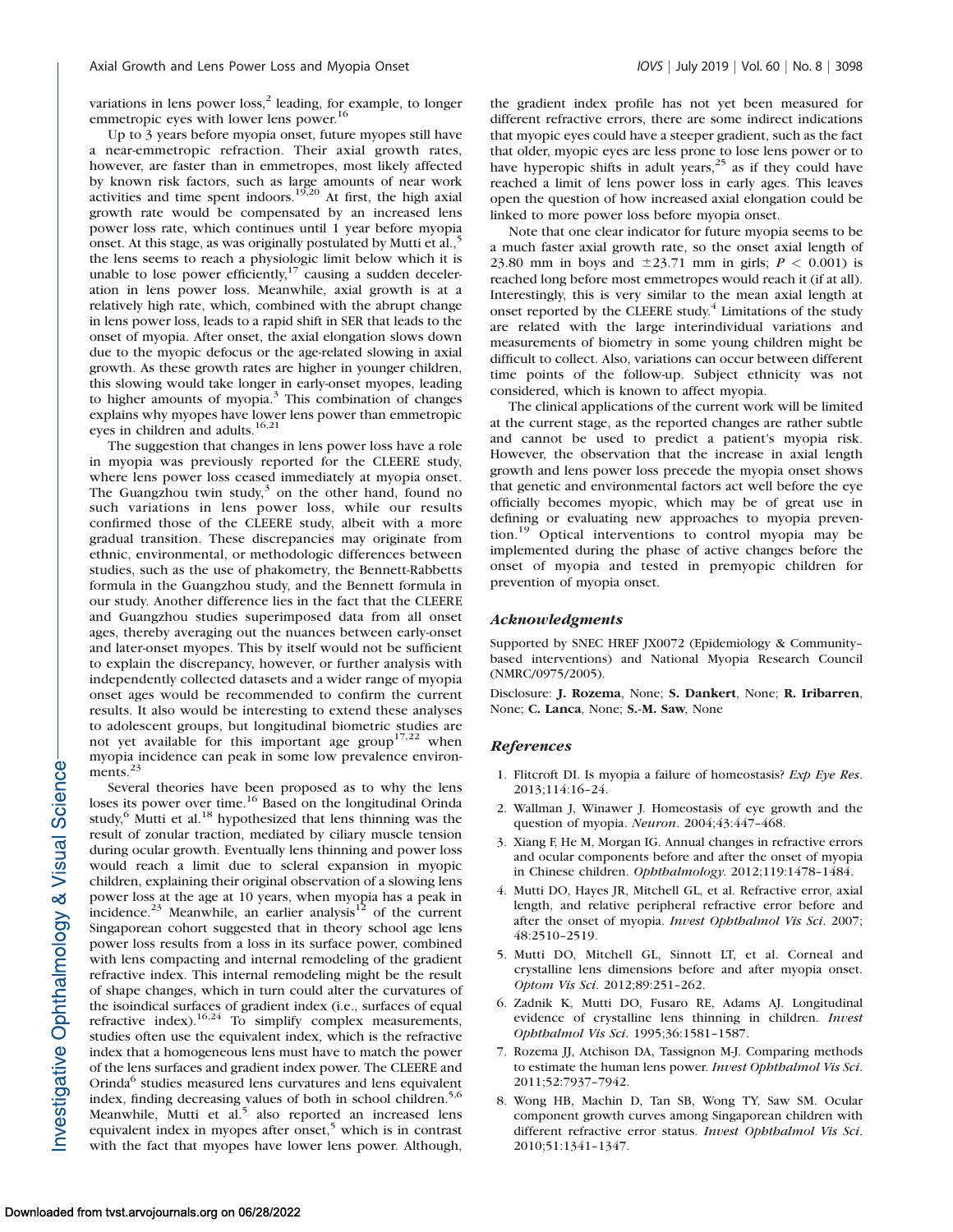variations in lens power loss,[2] leading, for example, to longer emmetropic eyes with lower lens power.[16]

Up to 3 years before myopia onset, future myopes still have a near-emmetropic refraction. Their axial growth rates, however, are faster than in emmetropes, most likely affected by known risk factors, such as large amounts of near work activities and time spent indoors.[19,20] At first, the high axial growth rate would be compensated by an increased lens power loss rate, which continues until 1 year before myopia onset. At this stage, as was originally postulated by Mutti et al.,[5] the lens seems to reach a physiologic limit below which it is unable to lose power efficiently,[17] causing a sudden deceleration in lens power loss. Meanwhile, axial growth is at a relatively high rate, which, combined with the abrupt change in lens power loss, leads to a rapid shift in SER that leads to the onset of myopia. After onset, the axial elongation slows down due to the myopic defocus or the age-related slowing in axial growth. As these growth rates are higher in younger children, this slowing would take longer in early-onset myopes, leading to higher amounts of myopia.[3] This combination of changes explains why myopes have lower lens power than emmetropic eyes in children and adults.[16,21]

The suggestion that changes in lens power loss have a role in myopia was previously reported for the CLEERE study, where lens power loss ceased immediately at myopia onset. The Guangzhou twin study,[3] on the other hand, found no such variations in lens power loss, while our results confirmed those of the CLEERE study, albeit with a more gradual transition. These discrepancies may originate from ethnic, environmental, or methodologic differences between studies, such as the use of phakometry, the Bennett-Rabbetts formula in the Guangzhou study, and the Bennett formula in our study. Another difference lies in the fact that the CLEERE and Guangzhou studies superimposed data from all onset ages, thereby averaging out the nuances between early-onset and later-onset myopes. This by itself would not be sufficient to explain the discrepancy, however, or further analysis with independently collected datasets and a wider range of myopia onset ages would be recommended to confirm the current results. It also would be interesting to extend these analyses to adolescent groups, but longitudinal biometric studies are not yet available for this important age group[17,22] when myopia incidence can peak in some low prevalence environments.[23]

Several theories have been proposed as to why the lens loses its power over time.[16] Based on the longitudinal Orinda study,[6] Mutti et al.[18] hypothesized that lens thinning was the result of zonular traction, mediated by ciliary muscle tension during ocular growth. Eventually lens thinning and power loss would reach a limit due to scleral expansion in myopic children, explaining their original observation of a slowing lens power loss at the age at 10 years, when myopia has a peak in incidence.[23] Meanwhile, an earlier analysis[12] of the current Singaporean cohort suggested that in theory school age lens power loss results from a loss in its surface power, combined with lens compacting and internal remodeling of the gradient refractive index. This internal remodeling might be the result of shape changes, which in turn could alter the curvatures of the isoindical surfaces of gradient index (i.e., surfaces of equal refractive index).[16,24] To simplify complex measurements, studies often use the equivalent index, which is the refractive index that a homogeneous lens must have to match the power of the lens surfaces and gradient index power. The CLEERE and Orinda[6] studies measured lens curvatures and lens equivalent index, finding decreasing values of both in school children.[5,6] Meanwhile, Mutti et al.[5] also reported an increased lens equivalent index in myopes after onset,[5] which is in contrast with the fact that myopes have lower lens power. Although, the gradient index profile has not yet been measured for different refractive errors, there are some indirect indications that myopic eyes could have a steeper gradient, such as the fact that older, myopic eyes are less prone to lose lens power or to have hyperopic shifts in adult years,[25] as if they could have reached a limit of lens power loss in early ages. This leaves open the question of how increased axial elongation could be linked to more power loss before myopia onset.

Note that one clear indicator for future myopia seems to be a much faster axial growth rate, so the onset axial length of 23.80 mm in boys and ±23.71 mm in girls; $P < 0.001$) is reached long before most emmetropes would reach it (if at all). Interestingly, this is very similar to the mean axial length at onset reported by the CLEERE study.[4] Limitations of the study are related with the large interindividual variations and measurements of biometry in some young children might be difficult to collect. Also, variations can occur between different time points of the follow-up. Subject ethnicity was not considered, which is known to affect myopia.

The clinical applications of the current work will be limited at the current stage, as the reported changes are rather subtle and cannot be used to predict a patient's myopia risk. However, the observation that the increase in axial length growth and lens power loss precede the myopia onset shows that genetic and environmental factors act well before the eye officially becomes myopic, which may be of great use in defining or evaluating new approaches to myopia prevention.[19] Optical interventions to control myopia may be implemented during the phase of active changes before the onset of myopia and tested in premyopic children for prevention of myopia onset.

## *Acknowledgments*

Supported by SNEC HREF JX0072 (Epidemiology & Community-based interventions) and National Myopia Research Council (NMRC/0975/2005).

Disclosure: **J. Rozema**, None; **S. Dankert**, None; **R. Iribarren**, None; **C. Lanca**, None; **S.-M. Saw**, None

## *References*

1. Flitcroft DI. Is myopia a failure of homeostasis? *Exp Eye Res*. 2013;114:16–24.
2. Wallman J, Winawer J. Homeostasis of eye growth and the question of myopia. *Neuron*. 2004;43:447–468.
3. Xiang F, He M, Morgan IG. Annual changes in refractive errors and ocular components before and after the onset of myopia in Chinese children. *Ophthalmology*. 2012;119:1478–1484.
4. Mutti DO, Hayes JR, Mitchell GL, et al. Refractive error, axial length, and relative peripheral refractive error before and after the onset of myopia. *Invest Ophthalmol Vis Sci*. 2007;48:2510–2519.
5. Mutti DO, Mitchell GL, Sinnott LT, et al. Corneal and crystalline lens dimensions before and after myopia onset. *Optom Vis Sci*. 2012;89:251–262.
6. Zadnik K, Mutti DO, Fusaro RE, Adams AJ. Longitudinal evidence of crystalline lens thinning in children. *Invest Ophthalmol Vis Sci*. 1995;36:1581–1587.
7. Rozema JJ, Atchison DA, Tassignon M-J. Comparing methods to estimate the human lens power. *Invest Ophthalmol Vis Sci*. 2011;52:7937–7942.
8. Wong HB, Machin D, Tan SB, Wong TY, Saw SM. Ocular component growth curves among Singaporean children with different refractive error status. *Invest Ophthalmol Vis Sci*. 2010;51:1341–1347.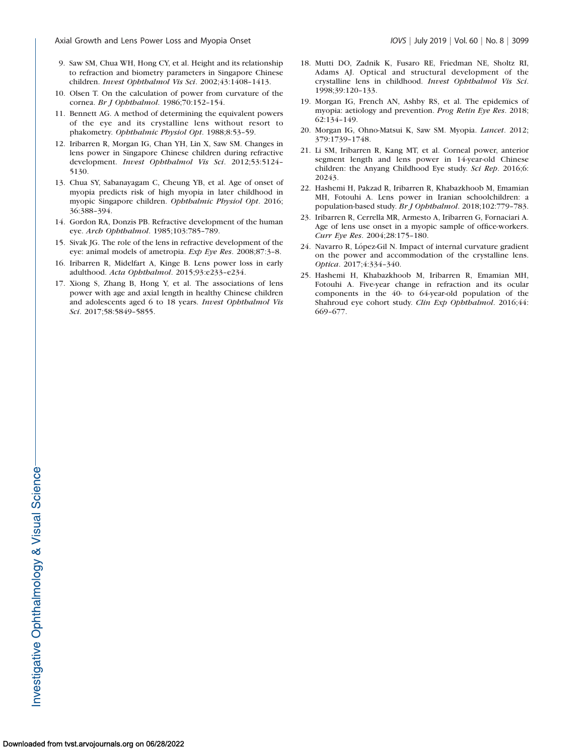9. Saw SM, Chua WH, Hong CY, et al. Height and its relationship to refraction and biometry parameters in Singapore Chinese children. *Invest Ophthalmol Vis Sci*. 2002;43:1408–1413.
10. Olsen T. On the calculation of power from curvature of the cornea. *Br J Ophthalmol*. 1986;70:152–154.
11. Bennett AG. A method of determining the equivalent powers of the eye and its crystalline lens without resort to phakometry. *Ophthalmic Physiol Opt*. 1988;8:53–59.
12. Iribarren R, Morgan IG, Chan YH, Lin X, Saw SM. Changes in lens power in Singapore Chinese children during refractive development. *Invest Ophthalmol Vis Sci*. 2012;53:5124–5130.
13. Chua SY, Sabanayagam C, Cheung YB, et al. Age of onset of myopia predicts risk of high myopia in later childhood in myopic Singapore children. *Ophthalmic Physiol Opt*. 2016;36:388–394.
14. Gordon RA, Donzis PB. Refractive development of the human eye. *Arch Ophthalmol*. 1985;103:785–789.
15. Sivak JG. The role of the lens in refractive development of the eye: animal models of ametropia. *Exp Eye Res*. 2008;87:3–8.
16. Iribarren R, Midelfart A, Kinge B. Lens power loss in early adulthood. *Acta Ophthalmol*. 2015;93:e233–e234.
17. Xiong S, Zhang B, Hong Y, et al. The associations of lens power with age and axial length in healthy Chinese children and adolescents aged 6 to 18 years. *Invest Ophthalmol Vis Sci*. 2017;58:5849–5855.
18. Mutti DO, Zadnik K, Fusaro RE, Friedman NE, Sholtz RI, Adams AJ. Optical and structural development of the crystalline lens in childhood. *Invest Ophthalmol Vis Sci*. 1998;39:120–133.
19. Morgan IG, French AN, Ashby RS, et al. The epidemics of myopia: aetiology and prevention. *Prog Retin Eye Res*. 2018;62:134–149.
20. Morgan IG, Ohno-Matsui K, Saw SM. Myopia. *Lancet*. 2012;379:1739–1748.
21. Li SM, Iribarren R, Kang MT, et al. Corneal power, anterior segment length and lens power in 14-year-old Chinese children: the Anyang Childhood Eye study. *Sci Rep*. 2016;6:20243.
22. Hashemi H, Pakzad R, Iribarren R, Khabazkhoob M, Emamian MH, Fotouhi A. Lens power in Iranian schoolchildren: a population-based study. *Br J Ophthalmol*. 2018;102:779–783.
23. Iribarren R, Cerrella MR, Armesto A, Iribarren G, Fornaciari A. Age of lens use onset in a myopic sample of office-workers. *Curr Eye Res*. 2004;28:175–180.
24. Navarro R, López-Gil N. Impact of internal curvature gradient on the power and accommodation of the crystalline lens. *Optica*. 2017;4:334–340.
25. Hashemi H, Khabazkhoob M, Iribarren R, Emamian MH, Fotouhi A. Five-year change in refraction and its ocular components in the 40- to 64-year-old population of the Shahroud eye cohort study. *Clin Exp Ophthalmol*. 2016;44:669–677.